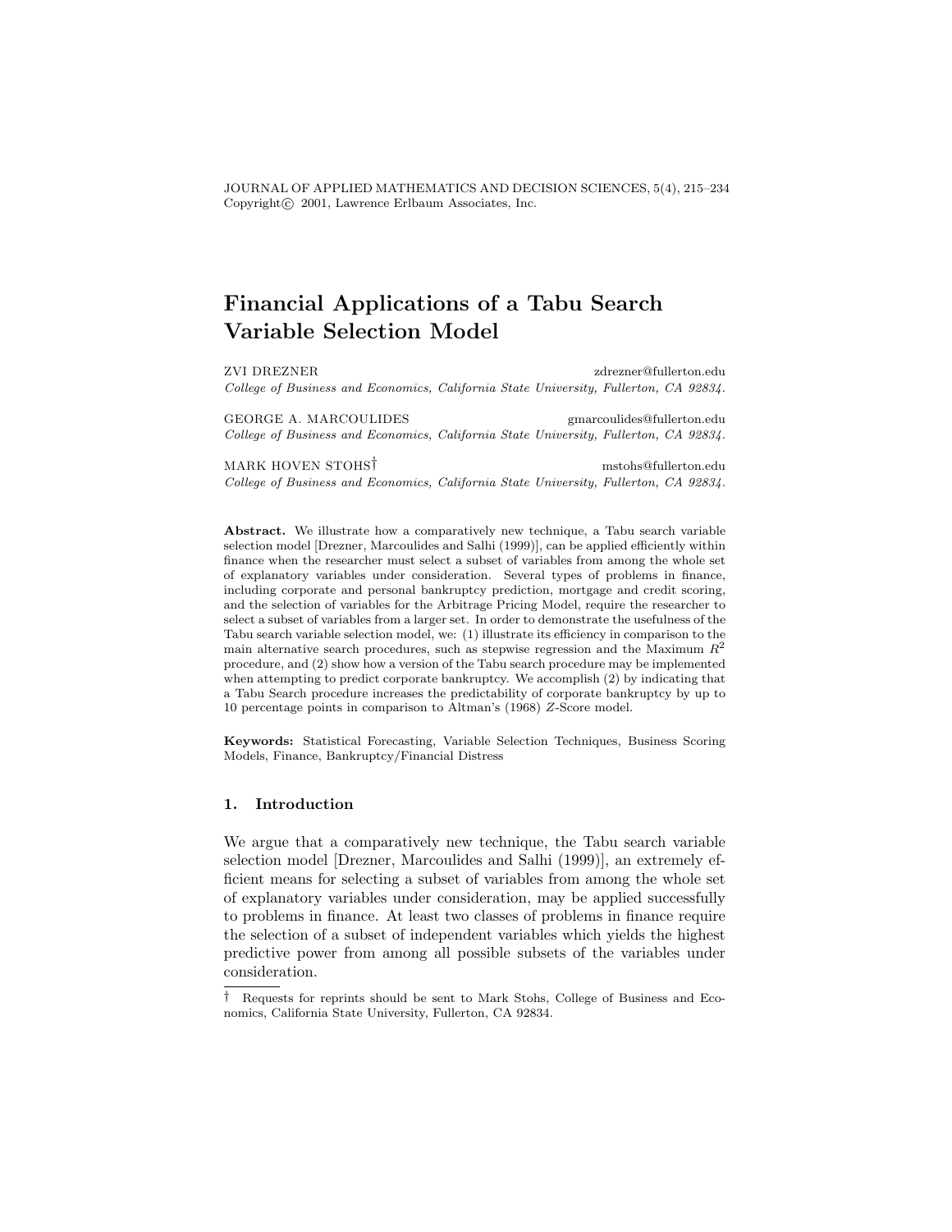# Financial Applications of a Tabu Search Variable Selection Model

ZVI DREZNER zdrezner@fullerton.edu
*College of Business and Economics, California State University, Fullerton, CA 92834.*

GEORGE A. MARCOULIDES gmarcoulides@fullerton.edu
*College of Business and Economics, California State University, Fullerton, CA 92834.*

MARK HOVEN STOHS[†] mstohs@fullerton.edu
*College of Business and Economics, California State University, Fullerton, CA 92834.*

**Abstract.** We illustrate how a comparatively new technique, a Tabu search variable selection model [Drezner, Marcoulides and Salhi (1999)], can be applied efficiently within finance when the researcher must select a subset of variables from among the whole set of explanatory variables under consideration. Several types of problems in finance, including corporate and personal bankruptcy prediction, mortgage and credit scoring, and the selection of variables for the Arbitrage Pricing Model, require the researcher to select a subset of variables from a larger set. In order to demonstrate the usefulness of the Tabu search variable selection model, we: (1) illustrate its efficiency in comparison to the main alternative search procedures, such as stepwise regression and the Maximum $R^2$ procedure, and (2) show how a version of the Tabu search procedure may be implemented when attempting to predict corporate bankruptcy. We accomplish (2) by indicating that a Tabu Search procedure increases the predictability of corporate bankruptcy by up to 10 percentage points in comparison to Altman's (1968) $Z$-Score model.

**Keywords:** Statistical Forecasting, Variable Selection Techniques, Business Scoring Models, Finance, Bankruptcy/Financial Distress

## 1. Introduction

We argue that a comparatively new technique, the Tabu search variable selection model [Drezner, Marcoulides and Salhi (1999)], an extremely efficient means for selecting a subset of variables from among the whole set of explanatory variables under consideration, may be applied successfully to problems in finance. At least two classes of problems in finance require the selection of a subset of independent variables which yields the highest predictive power from among all possible subsets of the variables under consideration.

[†] Requests for reprints should be sent to Mark Stohs, College of Business and Economics, California State University, Fullerton, CA 92834.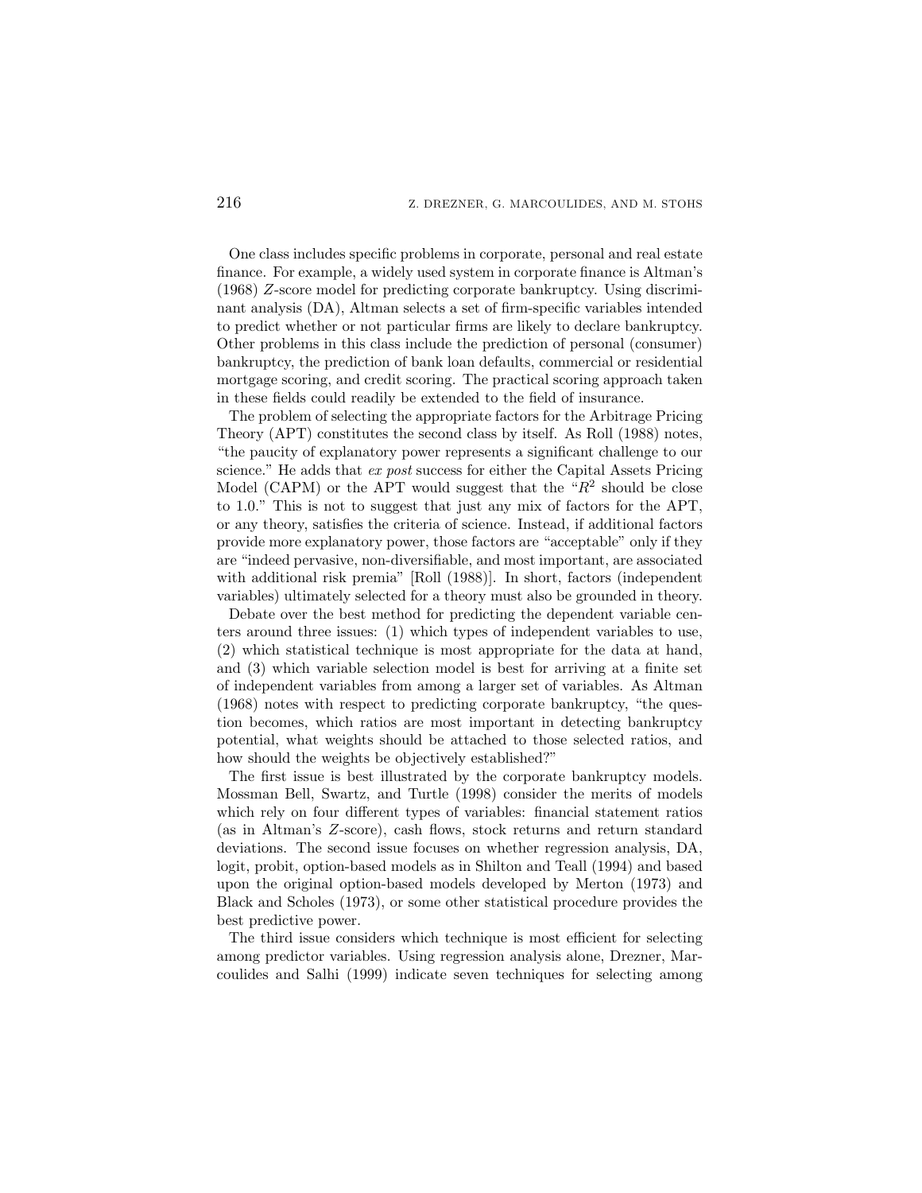One class includes specific problems in corporate, personal and real estate finance. For example, a widely used system in corporate finance is Altman's (1968) $Z$-score model for predicting corporate bankruptcy. Using discriminant analysis (DA), Altman selects a set of firm-specific variables intended to predict whether or not particular firms are likely to declare bankruptcy. Other problems in this class include the prediction of personal (consumer) bankruptcy, the prediction of bank loan defaults, commercial or residential mortgage scoring, and credit scoring. The practical scoring approach taken in these fields could readily be extended to the field of insurance.

The problem of selecting the appropriate factors for the Arbitrage Pricing Theory (APT) constitutes the second class by itself. As Roll (1988) notes, "the paucity of explanatory power represents a significant challenge to our science." He adds that *ex post* success for either the Capital Assets Pricing Model (CAPM) or the APT would suggest that the "$R^2$ should be close to 1.0." This is not to suggest that just any mix of factors for the APT, or any theory, satisfies the criteria of science. Instead, if additional factors provide more explanatory power, those factors are "acceptable" only if they are "indeed pervasive, non-diversifiable, and most important, are associated with additional risk premia" [Roll (1988)]. In short, factors (independent variables) ultimately selected for a theory must also be grounded in theory.

Debate over the best method for predicting the dependent variable centers around three issues: (1) which types of independent variables to use, (2) which statistical technique is most appropriate for the data at hand, and (3) which variable selection model is best for arriving at a finite set of independent variables from among a larger set of variables. As Altman (1968) notes with respect to predicting corporate bankruptcy, "the question becomes, which ratios are most important in detecting bankruptcy potential, what weights should be attached to those selected ratios, and how should the weights be objectively established?"

The first issue is best illustrated by the corporate bankruptcy models. Mossman Bell, Swartz, and Turtle (1998) consider the merits of models which rely on four different types of variables: financial statement ratios (as in Altman's $Z$-score), cash flows, stock returns and return standard deviations. The second issue focuses on whether regression analysis, DA, logit, probit, option-based models as in Shilton and Teall (1994) and based upon the original option-based models developed by Merton (1973) and Black and Scholes (1973), or some other statistical procedure provides the best predictive power.

The third issue considers which technique is most efficient for selecting among predictor variables. Using regression analysis alone, Drezner, Marcoulides and Salhi (1999) indicate seven techniques for selecting among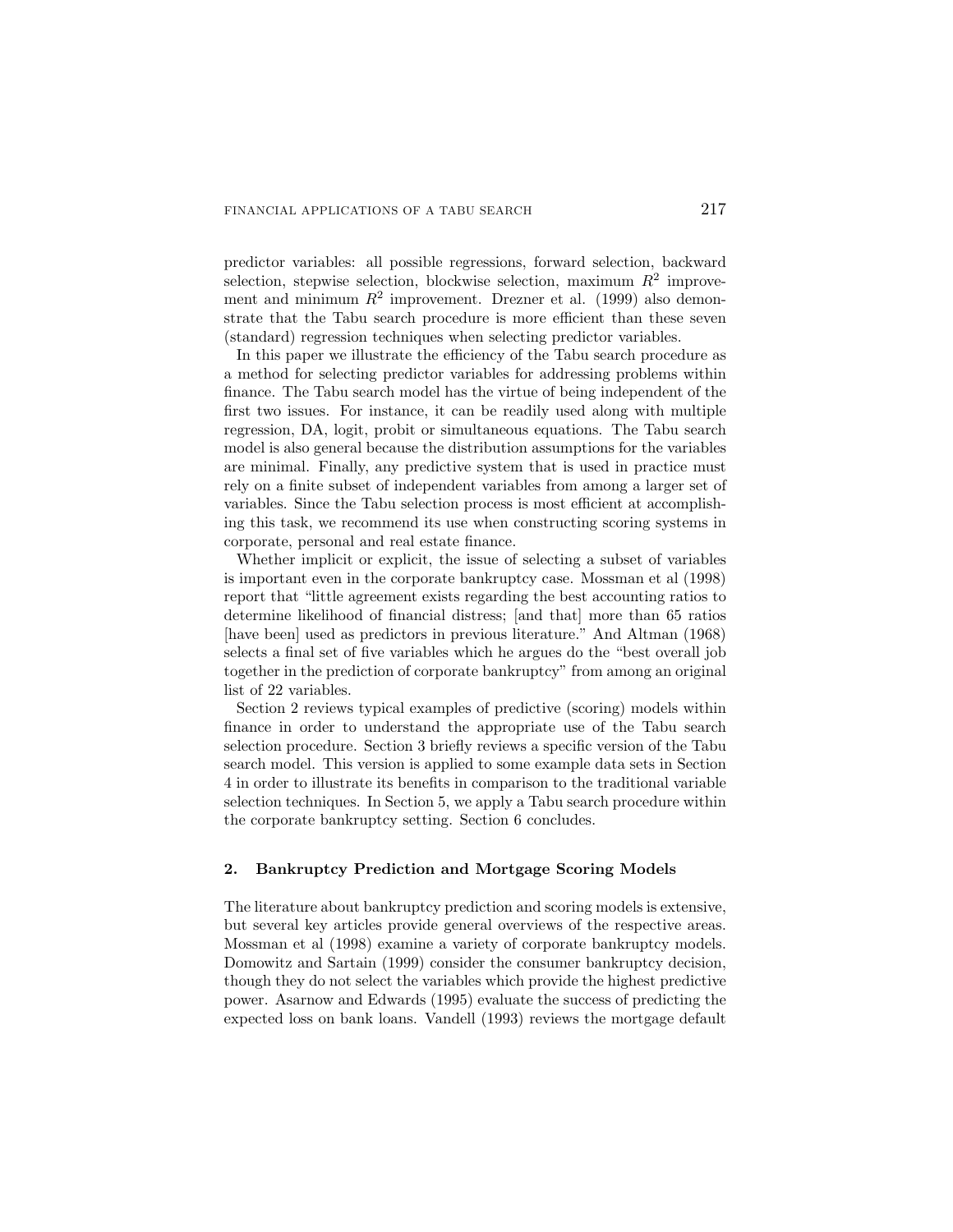predictor variables: all possible regressions, forward selection, backward selection, stepwise selection, blockwise selection, maximum $R^2$ improvement and minimum $R^2$ improvement. Drezner et al. (1999) also demonstrate that the Tabu search procedure is more efficient than these seven (standard) regression techniques when selecting predictor variables.

In this paper we illustrate the efficiency of the Tabu search procedure as a method for selecting predictor variables for addressing problems within finance. The Tabu search model has the virtue of being independent of the first two issues. For instance, it can be readily used along with multiple regression, DA, logit, probit or simultaneous equations. The Tabu search model is also general because the distribution assumptions for the variables are minimal. Finally, any predictive system that is used in practice must rely on a finite subset of independent variables from among a larger set of variables. Since the Tabu selection process is most efficient at accomplishing this task, we recommend its use when constructing scoring systems in corporate, personal and real estate finance.

Whether implicit or explicit, the issue of selecting a subset of variables is important even in the corporate bankruptcy case. Mossman et al (1998) report that "little agreement exists regarding the best accounting ratios to determine likelihood of financial distress; [and that] more than 65 ratios [have been] used as predictors in previous literature." And Altman (1968) selects a final set of five variables which he argues do the "best overall job together in the prediction of corporate bankruptcy" from among an original list of 22 variables.

Section 2 reviews typical examples of predictive (scoring) models within finance in order to understand the appropriate use of the Tabu search selection procedure. Section 3 briefly reviews a specific version of the Tabu search model. This version is applied to some example data sets in Section 4 in order to illustrate its benefits in comparison to the traditional variable selection techniques. In Section 5, we apply a Tabu search procedure within the corporate bankruptcy setting. Section 6 concludes.

## 2. Bankruptcy Prediction and Mortgage Scoring Models

The literature about bankruptcy prediction and scoring models is extensive, but several key articles provide general overviews of the respective areas. Mossman et al (1998) examine a variety of corporate bankruptcy models. Domowitz and Sartain (1999) consider the consumer bankruptcy decision, though they do not select the variables which provide the highest predictive power. Asarnow and Edwards (1995) evaluate the success of predicting the expected loss on bank loans. Vandell (1993) reviews the mortgage default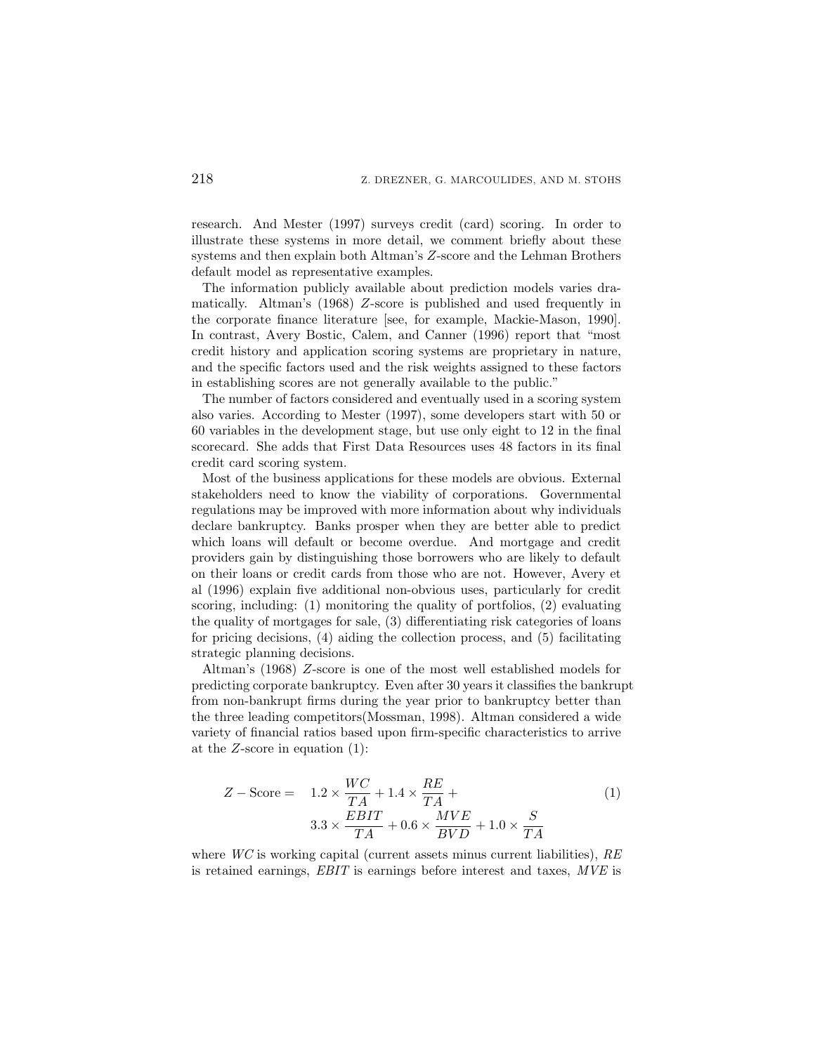research. And Mester (1997) surveys credit (card) scoring. In order to illustrate these systems in more detail, we comment briefly about these systems and then explain both Altman's $Z$-score and the Lehman Brothers default model as representative examples.

The information publicly available about prediction models varies dramatically. Altman's (1968) $Z$-score is published and used frequently in the corporate finance literature [see, for example, Mackie-Mason, 1990]. In contrast, Avery Bostic, Calem, and Canner (1996) report that "most credit history and application scoring systems are proprietary in nature, and the specific factors used and the risk weights assigned to these factors in establishing scores are not generally available to the public."

The number of factors considered and eventually used in a scoring system also varies. According to Mester (1997), some developers start with 50 or 60 variables in the development stage, but use only eight to 12 in the final scorecard. She adds that First Data Resources uses 48 factors in its final credit card scoring system.

Most of the business applications for these models are obvious. External stakeholders need to know the viability of corporations. Governmental regulations may be improved with more information about why individuals declare bankruptcy. Banks prosper when they are better able to predict which loans will default or become overdue. And mortgage and credit providers gain by distinguishing those borrowers who are likely to default on their loans or credit cards from those who are not. However, Avery et al (1996) explain five additional non-obvious uses, particularly for credit scoring, including: (1) monitoring the quality of portfolios, (2) evaluating the quality of mortgages for sale, (3) differentiating risk categories of loans for pricing decisions, (4) aiding the collection process, and (5) facilitating strategic planning decisions.

Altman's (1968) $Z$-score is one of the most well established models for predicting corporate bankruptcy. Even after 30 years it classifies the bankrupt from non-bankrupt firms during the year prior to bankruptcy better than the three leading competitors(Mossman, 1998). Altman considered a wide variety of financial ratios based upon firm-specific characteristics to arrive at the $Z$-score in equation (1):

$$Z - \text{Score} = 1.2 \times \frac{WC}{TA} + 1.4 \times \frac{RE}{TA} + 3.3 \times \frac{EBIT}{TA} + 0.6 \times \frac{MVE}{BVD} + 1.0 \times \frac{S}{TA} \tag{1}$$

where *WC* is working capital (current assets minus current liabilities), *RE* is retained earnings, *EBIT* is earnings before interest and taxes, *MVE* is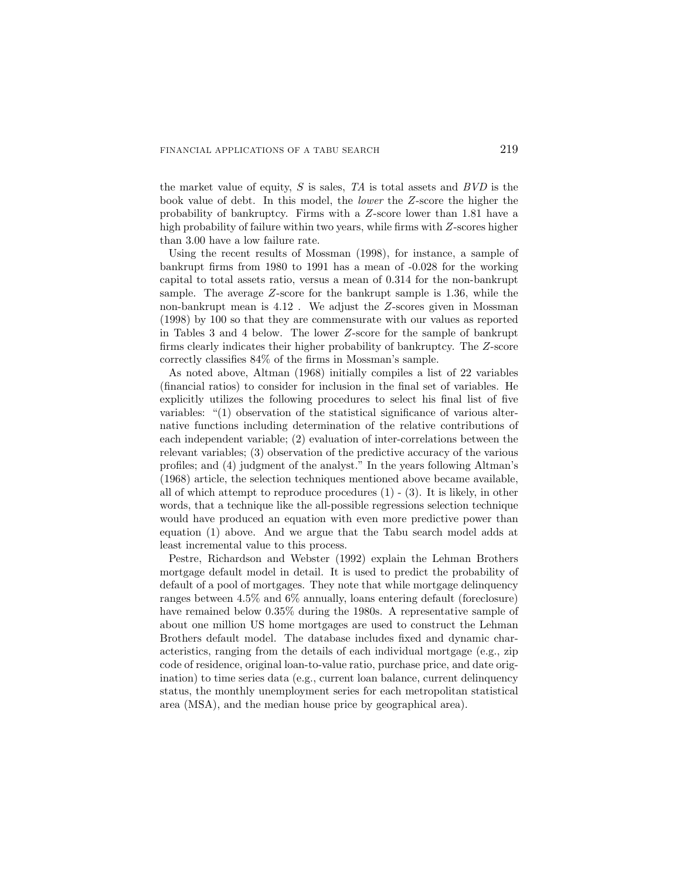the market value of equity, $S$ is sales, $TA$ is total assets and $BVD$ is the book value of debt. In this model, the *lower* the $Z$-score the higher the probability of bankruptcy. Firms with a $Z$-score lower than 1.81 have a high probability of failure within two years, while firms with $Z$-scores higher than 3.00 have a low failure rate.

Using the recent results of Mossman (1998), for instance, a sample of bankrupt firms from 1980 to 1991 has a mean of -0.028 for the working capital to total assets ratio, versus a mean of 0.314 for the non-bankrupt sample. The average $Z$-score for the bankrupt sample is 1.36, while the non-bankrupt mean is 4.12 . We adjust the $Z$-scores given in Mossman (1998) by 100 so that they are commensurate with our values as reported in Tables 3 and 4 below. The lower $Z$-score for the sample of bankrupt firms clearly indicates their higher probability of bankruptcy. The $Z$-score correctly classifies 84% of the firms in Mossman's sample.

As noted above, Altman (1968) initially compiles a list of 22 variables (financial ratios) to consider for inclusion in the final set of variables. He explicitly utilizes the following procedures to select his final list of five variables: "(1) observation of the statistical significance of various alternative functions including determination of the relative contributions of each independent variable; (2) evaluation of inter-correlations between the relevant variables; (3) observation of the predictive accuracy of the various profiles; and (4) judgment of the analyst." In the years following Altman's (1968) article, the selection techniques mentioned above became available, all of which attempt to reproduce procedures (1) - (3). It is likely, in other words, that a technique like the all-possible regressions selection technique would have produced an equation with even more predictive power than equation (1) above. And we argue that the Tabu search model adds at least incremental value to this process.

Pestre, Richardson and Webster (1992) explain the Lehman Brothers mortgage default model in detail. It is used to predict the probability of default of a pool of mortgages. They note that while mortgage delinquency ranges between 4.5% and 6% annually, loans entering default (foreclosure) have remained below 0.35% during the 1980s. A representative sample of about one million US home mortgages are used to construct the Lehman Brothers default model. The database includes fixed and dynamic characteristics, ranging from the details of each individual mortgage (e.g., zip code of residence, original loan-to-value ratio, purchase price, and date origination) to time series data (e.g., current loan balance, current delinquency status, the monthly unemployment series for each metropolitan statistical area (MSA), and the median house price by geographical area).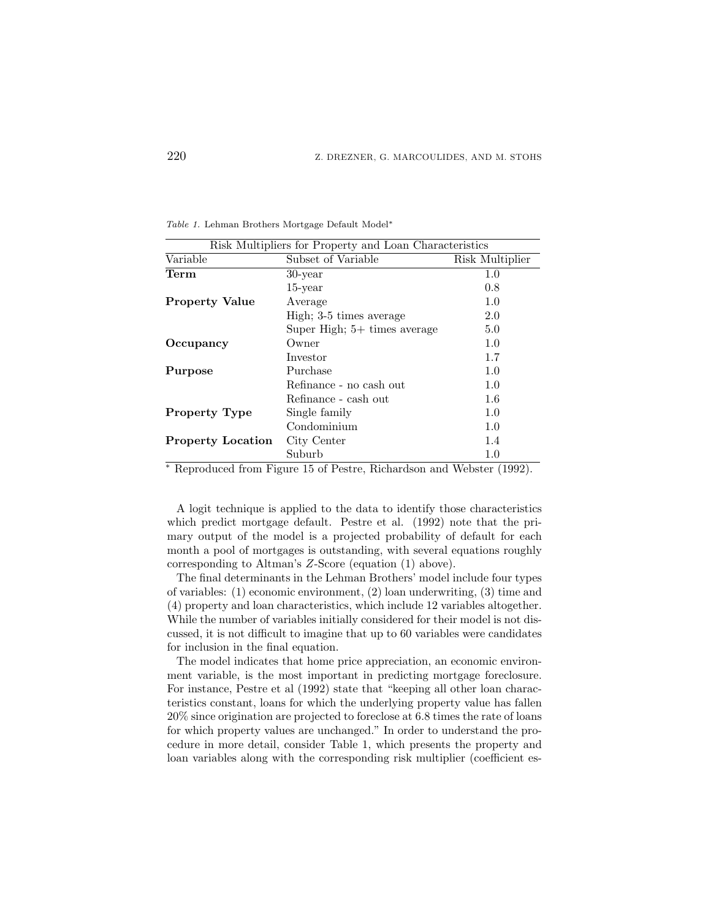*Table 1.* Lehman Brothers Mortgage Default Model*

| Risk Multipliers for Property and Loan Characteristics | | |
|---|---|---|
| Variable | Subset of Variable | Risk Multiplier |
| **Term** | 30-year | 1.0 |
| | 15-year | 0.8 |
| **Property Value** | Average | 1.0 |
| | High; 3-5 times average | 2.0 |
| | Super High; 5+ times average | 5.0 |
| **Occupancy** | Owner | 1.0 |
| | Investor | 1.7 |
| **Purpose** | Purchase | 1.0 |
| | Refinance - no cash out | 1.0 |
| | Refinance - cash out | 1.6 |
| **Property Type** | Single family | 1.0 |
| | Condominium | 1.0 |
| **Property Location** | City Center | 1.4 |
| | Suburb | 1.0 |

* Reproduced from Figure 15 of Pestre, Richardson and Webster (1992).

A logit technique is applied to the data to identify those characteristics which predict mortgage default. Pestre et al. (1992) note that the primary output of the model is a projected probability of default for each month a pool of mortgages is outstanding, with several equations roughly corresponding to Altman's $Z$-Score (equation (1) above).

The final determinants in the Lehman Brothers' model include four types of variables: (1) economic environment, (2) loan underwriting, (3) time and (4) property and loan characteristics, which include 12 variables altogether. While the number of variables initially considered for their model is not discussed, it is not difficult to imagine that up to 60 variables were candidates for inclusion in the final equation.

The model indicates that home price appreciation, an economic environment variable, is the most important in predicting mortgage foreclosure. For instance, Pestre et al (1992) state that "keeping all other loan characteristics constant, loans for which the underlying property value has fallen 20% since origination are projected to foreclose at 6.8 times the rate of loans for which property values are unchanged." In order to understand the procedure in more detail, consider Table 1, which presents the property and loan variables along with the corresponding risk multiplier (coefficient es-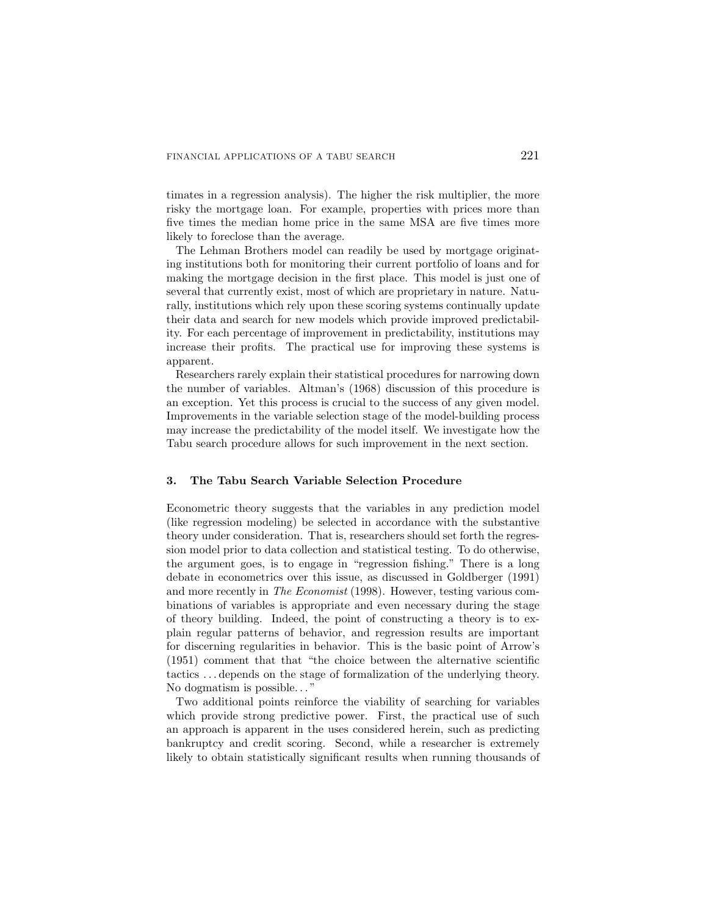timates in a regression analysis). The higher the risk multiplier, the more risky the mortgage loan. For example, properties with prices more than five times the median home price in the same MSA are five times more likely to foreclose than the average.

The Lehman Brothers model can readily be used by mortgage originating institutions both for monitoring their current portfolio of loans and for making the mortgage decision in the first place. This model is just one of several that currently exist, most of which are proprietary in nature. Naturally, institutions which rely upon these scoring systems continually update their data and search for new models which provide improved predictability. For each percentage of improvement in predictability, institutions may increase their profits. The practical use for improving these systems is apparent.

Researchers rarely explain their statistical procedures for narrowing down the number of variables. Altman's (1968) discussion of this procedure is an exception. Yet this process is crucial to the success of any given model. Improvements in the variable selection stage of the model-building process may increase the predictability of the model itself. We investigate how the Tabu search procedure allows for such improvement in the next section.

## 3. The Tabu Search Variable Selection Procedure

Econometric theory suggests that the variables in any prediction model (like regression modeling) be selected in accordance with the substantive theory under consideration. That is, researchers should set forth the regression model prior to data collection and statistical testing. To do otherwise, the argument goes, is to engage in "regression fishing." There is a long debate in econometrics over this issue, as discussed in Goldberger (1991) and more recently in *The Economist* (1998). However, testing various combinations of variables is appropriate and even necessary during the stage of theory building. Indeed, the point of constructing a theory is to explain regular patterns of behavior, and regression results are important for discerning regularities in behavior. This is the basic point of Arrow's (1951) comment that that "the choice between the alternative scientific tactics ... depends on the stage of formalization of the underlying theory. No dogmatism is possible..."

Two additional points reinforce the viability of searching for variables which provide strong predictive power. First, the practical use of such an approach is apparent in the uses considered herein, such as predicting bankruptcy and credit scoring. Second, while a researcher is extremely likely to obtain statistically significant results when running thousands of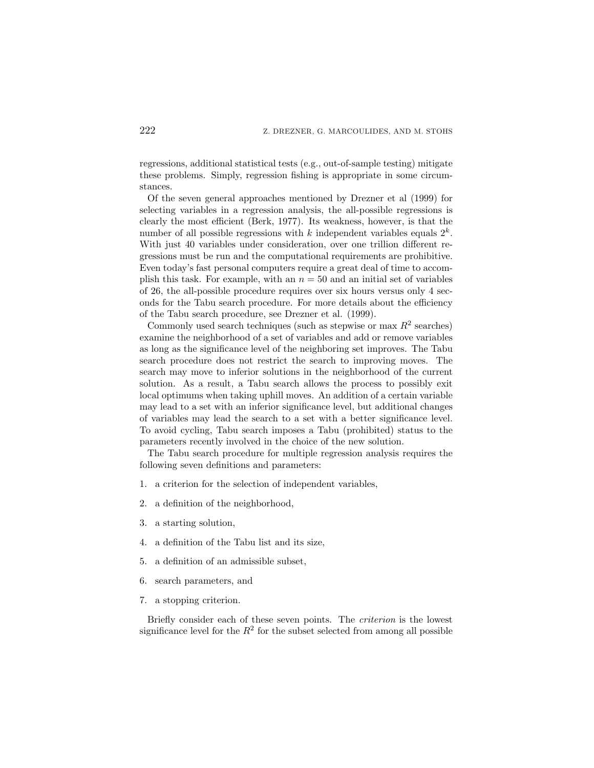regressions, additional statistical tests (e.g., out-of-sample testing) mitigate these problems. Simply, regression fishing is appropriate in some circumstances.

Of the seven general approaches mentioned by Drezner et al (1999) for selecting variables in a regression analysis, the all-possible regressions is clearly the most efficient (Berk, 1977). Its weakness, however, is that the number of all possible regressions with $k$ independent variables equals $2^k$. With just 40 variables under consideration, over one trillion different regressions must be run and the computational requirements are prohibitive. Even today's fast personal computers require a great deal of time to accomplish this task. For example, with an $n = 50$ and an initial set of variables of 26, the all-possible procedure requires over six hours versus only 4 seconds for the Tabu search procedure. For more details about the efficiency of the Tabu search procedure, see Drezner et al. (1999).

Commonly used search techniques (such as stepwise or max $R^2$ searches) examine the neighborhood of a set of variables and add or remove variables as long as the significance level of the neighboring set improves. The Tabu search procedure does not restrict the search to improving moves. The search may move to inferior solutions in the neighborhood of the current solution. As a result, a Tabu search allows the process to possibly exit local optimums when taking uphill moves. An addition of a certain variable may lead to a set with an inferior significance level, but additional changes of variables may lead the search to a set with a better significance level. To avoid cycling, Tabu search imposes a Tabu (prohibited) status to the parameters recently involved in the choice of the new solution.

The Tabu search procedure for multiple regression analysis requires the following seven definitions and parameters:

1. a criterion for the selection of independent variables,
2. a definition of the neighborhood,
3. a starting solution,
4. a definition of the Tabu list and its size,
5. a definition of an admissible subset,
6. search parameters, and
7. a stopping criterion.

Briefly consider each of these seven points. The *criterion* is the lowest significance level for the $R^2$ for the subset selected from among all possible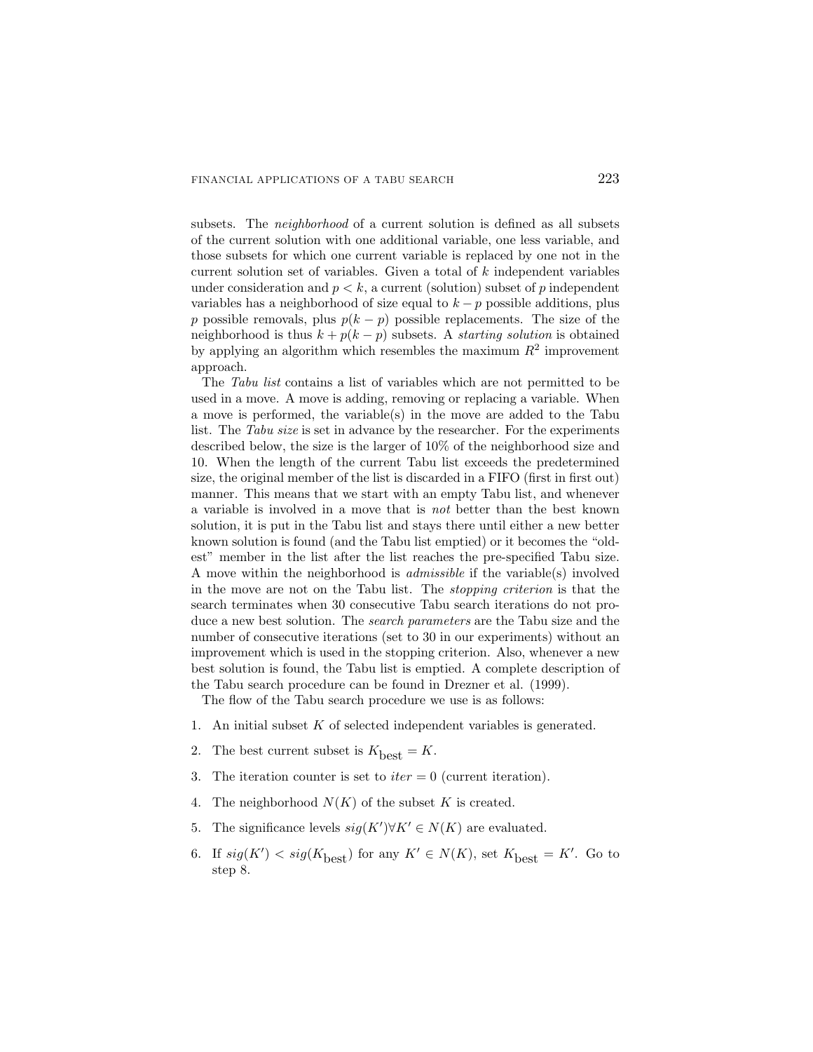subsets. The *neighborhood* of a current solution is defined as all subsets of the current solution with one additional variable, one less variable, and those subsets for which one current variable is replaced by one not in the current solution set of variables. Given a total of $k$ independent variables under consideration and $p < k$, a current (solution) subset of $p$ independent variables has a neighborhood of size equal to $k - p$ possible additions, plus $p$ possible removals, plus $p(k - p)$ possible replacements. The size of the neighborhood is thus $k + p(k - p)$ subsets. A *starting solution* is obtained by applying an algorithm which resembles the maximum $R^2$ improvement approach.

The *Tabu list* contains a list of variables which are not permitted to be used in a move. A move is adding, removing or replacing a variable. When a move is performed, the variable(s) in the move are added to the Tabu list. The *Tabu size* is set in advance by the researcher. For the experiments described below, the size is the larger of 10% of the neighborhood size and 10. When the length of the current Tabu list exceeds the predetermined size, the original member of the list is discarded in a FIFO (first in first out) manner. This means that we start with an empty Tabu list, and whenever a variable is involved in a move that is *not* better than the best known solution, it is put in the Tabu list and stays there until either a new better known solution is found (and the Tabu list emptied) or it becomes the "oldest" member in the list after the list reaches the pre-specified Tabu size. A move within the neighborhood is *admissible* if the variable(s) involved in the move are not on the Tabu list. The *stopping criterion* is that the search terminates when 30 consecutive Tabu search iterations do not produce a new best solution. The *search parameters* are the Tabu size and the number of consecutive iterations (set to 30 in our experiments) without an improvement which is used in the stopping criterion. Also, whenever a new best solution is found, the Tabu list is emptied. A complete description of the Tabu search procedure can be found in Drezner et al. (1999).

The flow of the Tabu search procedure we use is as follows:

1. An initial subset $K$ of selected independent variables is generated.
2. The best current subset is $K_{\text{best}} = K$.
3. The iteration counter is set to $iter = 0$ (current iteration).
4. The neighborhood $N(K)$ of the subset $K$ is created.
5. The significance levels $sig(K') \forall K' \in N(K)$ are evaluated.
6. If $sig(K') < sig(K_{\text{best}})$ for any $K' \in N(K)$, set $K_{\text{best}} = K'$. Go to step 8.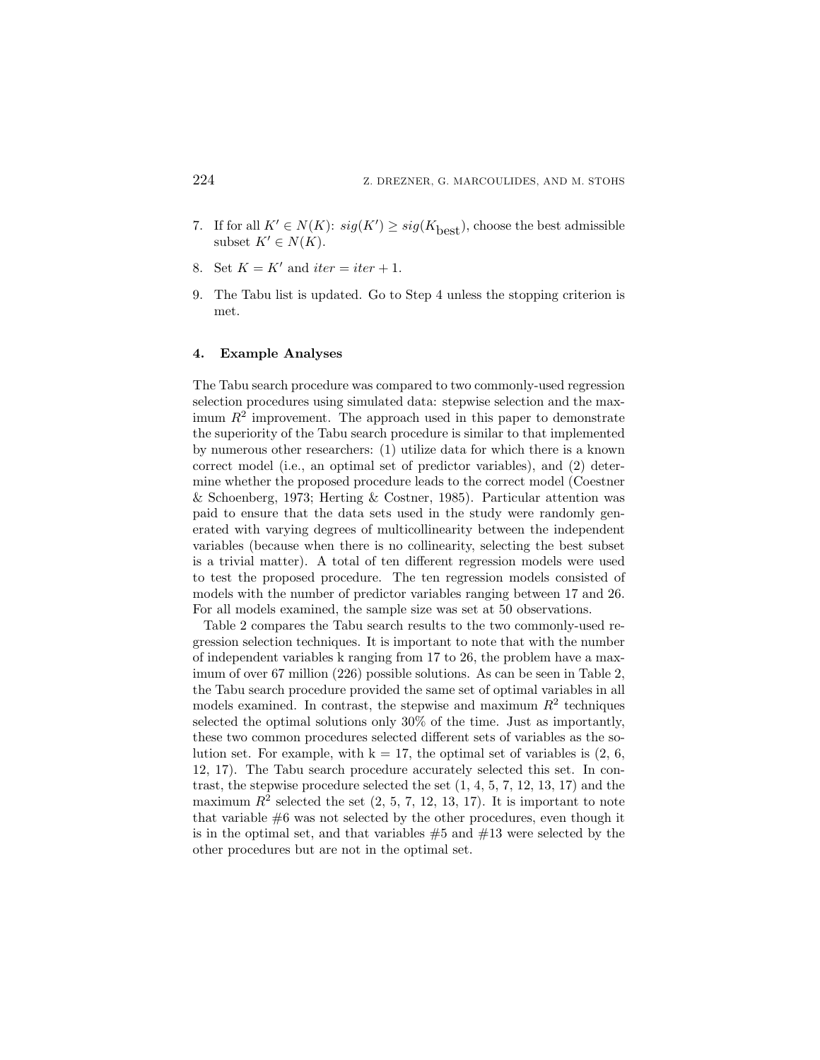7. If for all $K' \in N(K)$: $sig(K') \geq sig(K_{\text{best}})$, choose the best admissible subset $K' \in N(K)$.

8. Set $K = K'$ and $iter = iter + 1$.

9. The Tabu list is updated. Go to Step 4 unless the stopping criterion is met.

## 4. Example Analyses

The Tabu search procedure was compared to two commonly-used regression selection procedures using simulated data: stepwise selection and the maximum $R^2$ improvement. The approach used in this paper to demonstrate the superiority of the Tabu search procedure is similar to that implemented by numerous other researchers: (1) utilize data for which there is a known correct model (i.e., an optimal set of predictor variables), and (2) determine whether the proposed procedure leads to the correct model (Coestner & Schoenberg, 1973; Herting & Costner, 1985). Particular attention was paid to ensure that the data sets used in the study were randomly generated with varying degrees of multicollinearity between the independent variables (because when there is no collinearity, selecting the best subset is a trivial matter). A total of ten different regression models were used to test the proposed procedure. The ten regression models consisted of models with the number of predictor variables ranging between 17 and 26. For all models examined, the sample size was set at 50 observations.

Table 2 compares the Tabu search results to the two commonly-used regression selection techniques. It is important to note that with the number of independent variables k ranging from 17 to 26, the problem have a maximum of over 67 million (226) possible solutions. As can be seen in Table 2, the Tabu search procedure provided the same set of optimal variables in all models examined. In contrast, the stepwise and maximum $R^2$ techniques selected the optimal solutions only 30% of the time. Just as importantly, these two common procedures selected different sets of variables as the solution set. For example, with k = 17, the optimal set of variables is (2, 6, 12, 17). The Tabu search procedure accurately selected this set. In contrast, the stepwise procedure selected the set (1, 4, 5, 7, 12, 13, 17) and the maximum $R^2$ selected the set (2, 5, 7, 12, 13, 17). It is important to note that variable #6 was not selected by the other procedures, even though it is in the optimal set, and that variables #5 and #13 were selected by the other procedures but are not in the optimal set.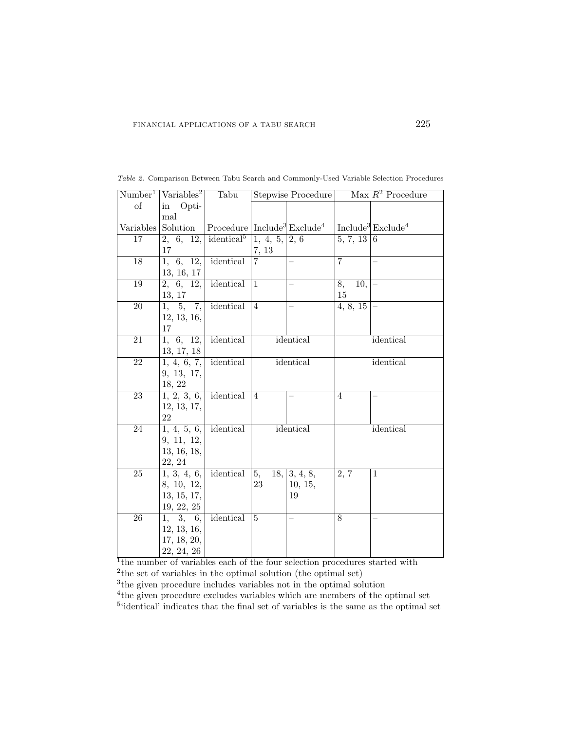*Table 2.* Comparison Between Tabu Search and Commonly-Used Variable Selection Procedures

| Number[1] of Variables | Variables[2] in Optimal Solution | Tabu Procedure | Stepwise Procedure | | Max $R^2$ Procedure | |
|---|---|---|---|---|---|---|
| | | | Include[3] | Exclude[4] | Include[3] | Exclude[4] |
| 17 | 2, 6, 12, 17 | identical[5] | 1, 4, 5, 7, 13 | 2, 6 | 5, 7, 13 | 6 |
| 18 | 1, 6, 12, 13, 16, 17 | identical | 7 | – | 7 | – |
| 19 | 2, 6, 12, 13, 17 | identical | 1 | – | 8, 10, 15 | – |
| 20 | 1, 5, 7, 12, 13, 16, 17 | identical | 4 | – | 4, 8, 15 | – |
| 21 | 1, 6, 12, 13, 17, 18 | identical | identical | | identical | |
| 22 | 1, 4, 6, 7, 9, 13, 17, 18, 22 | identical | identical | | identical | |
| 23 | 1, 2, 3, 6, 12, 13, 17, 22 | identical | 4 | – | 4 | – |
| 24 | 1, 4, 5, 6, 9, 11, 12, 13, 16, 18, 22, 24 | identical | identical | | identical | |
| 25 | 1, 3, 4, 6, 8, 10, 12, 13, 15, 17, 19, 22, 25 | identical | 5, 18, 23 | 3, 4, 8, 10, 15, 19 | 2, 7 | 1 |
| 26 | 1, 3, 6, 12, 13, 16, 17, 18, 20, 22, 24, 26 | identical | 5 | – | 8 | – |

[1]the number of variables each of the four selection procedures started with
[2]the set of variables in the optimal solution (the optimal set)
[3]the given procedure includes variables not in the optimal solution
[4]the given procedure excludes variables which are members of the optimal set
[5]'identical' indicates that the final set of variables is the same as the optimal set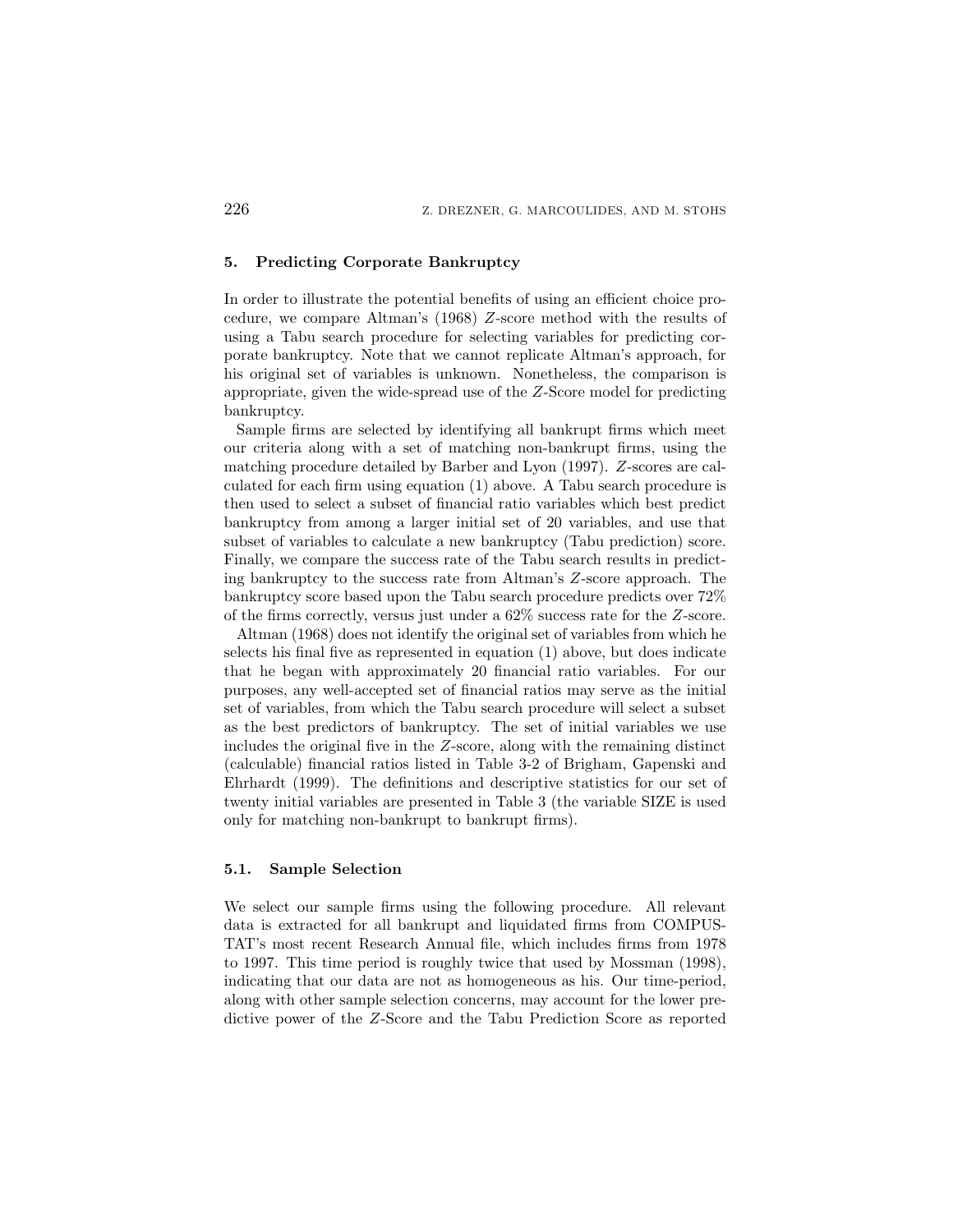## 5. Predicting Corporate Bankruptcy

In order to illustrate the potential benefits of using an efficient choice procedure, we compare Altman's (1968) $Z$-score method with the results of using a Tabu search procedure for selecting variables for predicting corporate bankruptcy. Note that we cannot replicate Altman's approach, for his original set of variables is unknown. Nonetheless, the comparison is appropriate, given the wide-spread use of the $Z$-Score model for predicting bankruptcy.

Sample firms are selected by identifying all bankrupt firms which meet our criteria along with a set of matching non-bankrupt firms, using the matching procedure detailed by Barber and Lyon (1997). $Z$-scores are calculated for each firm using equation (1) above. A Tabu search procedure is then used to select a subset of financial ratio variables which best predict bankruptcy from among a larger initial set of 20 variables, and use that subset of variables to calculate a new bankruptcy (Tabu prediction) score. Finally, we compare the success rate of the Tabu search results in predicting bankruptcy to the success rate from Altman's $Z$-score approach. The bankruptcy score based upon the Tabu search procedure predicts over 72% of the firms correctly, versus just under a 62% success rate for the $Z$-score.

Altman (1968) does not identify the original set of variables from which he selects his final five as represented in equation (1) above, but does indicate that he began with approximately 20 financial ratio variables. For our purposes, any well-accepted set of financial ratios may serve as the initial set of variables, from which the Tabu search procedure will select a subset as the best predictors of bankruptcy. The set of initial variables we use includes the original five in the $Z$-score, along with the remaining distinct (calculable) financial ratios listed in Table 3-2 of Brigham, Gapenski and Ehrhardt (1999). The definitions and descriptive statistics for our set of twenty initial variables are presented in Table 3 (the variable SIZE is used only for matching non-bankrupt to bankrupt firms).

### 5.1. Sample Selection

We select our sample firms using the following procedure. All relevant data is extracted for all bankrupt and liquidated firms from COMPUSTAT's most recent Research Annual file, which includes firms from 1978 to 1997. This time period is roughly twice that used by Mossman (1998), indicating that our data are not as homogeneous as his. Our time-period, along with other sample selection concerns, may account for the lower predictive power of the $Z$-Score and the Tabu Prediction Score as reported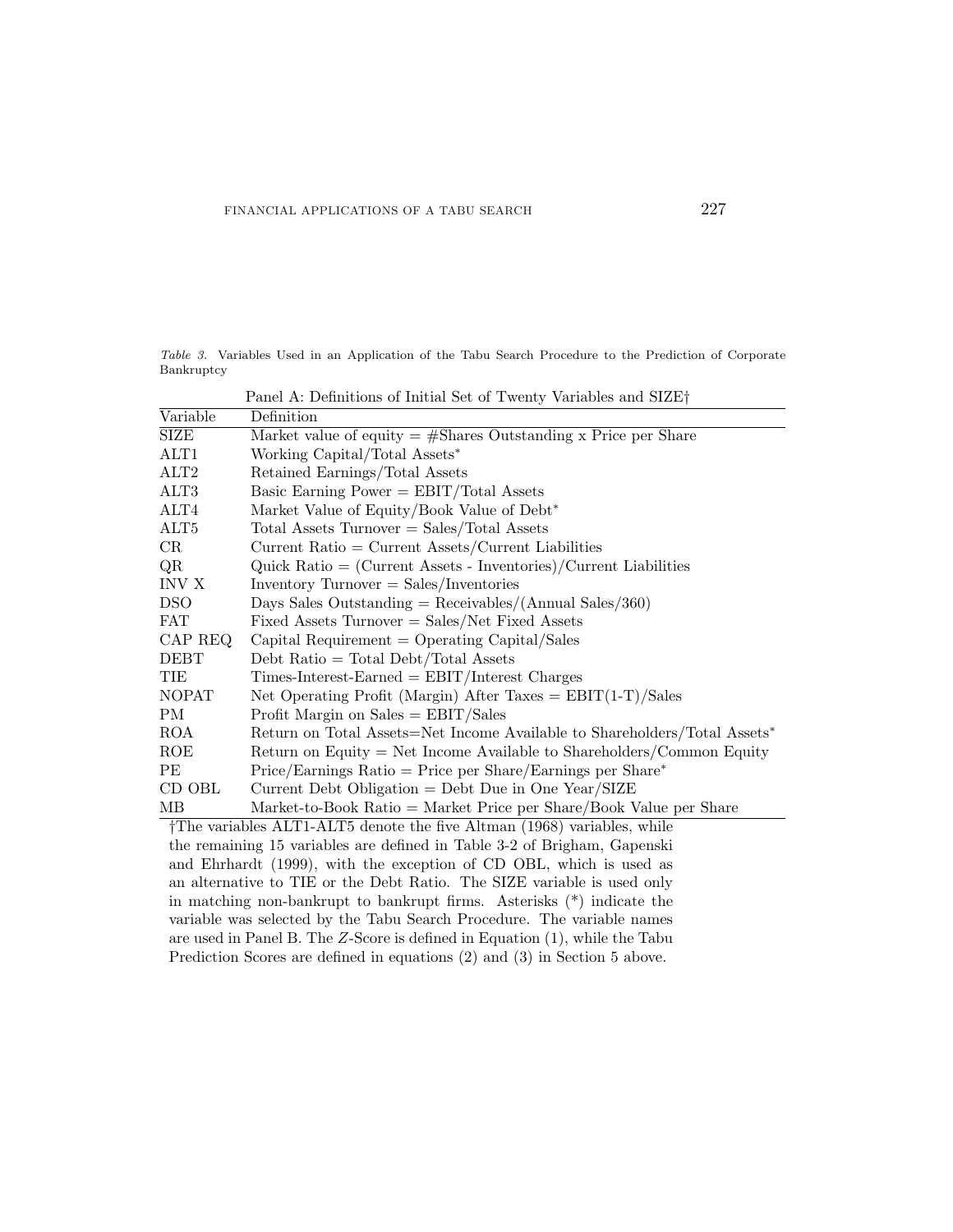*Table 3.* Variables Used in an Application of the Tabu Search Procedure to the Prediction of Corporate Bankruptcy

Panel A: Definitions of Initial Set of Twenty Variables and SIZE†

| Variable | Definition |
|---|---|
| SIZE | Market value of equity = #Shares Outstanding x Price per Share |
| ALT1 | Working Capital/Total Assets* |
| ALT2 | Retained Earnings/Total Assets |
| ALT3 | Basic Earning Power = EBIT/Total Assets |
| ALT4 | Market Value of Equity/Book Value of Debt* |
| ALT5 | Total Assets Turnover = Sales/Total Assets |
| CR | Current Ratio = Current Assets/Current Liabilities |
| QR | Quick Ratio = (Current Assets - Inventories)/Current Liabilities |
| INV X | Inventory Turnover = Sales/Inventories |
| DSO | Days Sales Outstanding = Receivables/(Annual Sales/360) |
| FAT | Fixed Assets Turnover = Sales/Net Fixed Assets |
| CAP REQ | Capital Requirement = Operating Capital/Sales |
| DEBT | Debt Ratio = Total Debt/Total Assets |
| TIE | Times-Interest-Earned = EBIT/Interest Charges |
| NOPAT | Net Operating Profit (Margin) After Taxes = EBIT(1-T)/Sales |
| PM | Profit Margin on Sales = EBIT/Sales |
| ROA | Return on Total Assets=Net Income Available to Shareholders/Total Assets* |
| ROE | Return on Equity = Net Income Available to Shareholders/Common Equity |
| PE | Price/Earnings Ratio = Price per Share/Earnings per Share* |
| CD OBL | Current Debt Obligation = Debt Due in One Year/SIZE |
| MB | Market-to-Book Ratio = Market Price per Share/Book Value per Share |

†The variables ALT1-ALT5 denote the five Altman (1968) variables, while the remaining 15 variables are defined in Table 3-2 of Brigham, Gapenski and Ehrhardt (1999), with the exception of CD OBL, which is used as an alternative to TIE or the Debt Ratio. The SIZE variable is used only in matching non-bankrupt to bankrupt firms. Asterisks (*) indicate the variable was selected by the Tabu Search Procedure. The variable names are used in Panel B. The $Z$-Score is defined in Equation (1), while the Tabu Prediction Scores are defined in equations (2) and (3) in Section 5 above.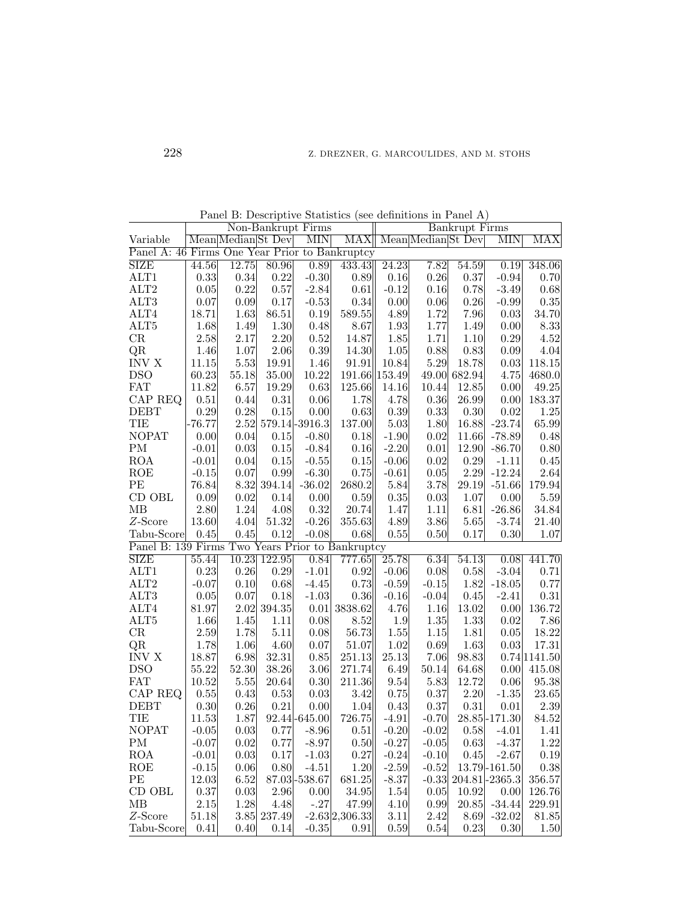Panel B: Descriptive Statistics (see definitions in Panel A)

| | Non-Bankrupt Firms | | | | | Bankrupt Firms | | | | |
|---|---|---|---|---|---|---|---|---|---|---|
| Variable | Mean | Median | St Dev | MIN | MAX | Mean | Median | St Dev | MIN | MAX |
| Panel A: 46 Firms One Year Prior to Bankruptcy | | | | | | | | | | |
| SIZE | 44.56 | 12.75 | 80.96 | 0.89 | 433.43 | 24.23 | 7.82 | 54.59 | 0.19 | 348.06 |
| ALT1 | 0.33 | 0.34 | 0.22 | -0.30 | 0.89 | 0.16 | 0.26 | 0.37 | -0.94 | 0.70 |
| ALT2 | 0.05 | 0.22 | 0.57 | -2.84 | 0.61 | -0.12 | 0.16 | 0.78 | -3.49 | 0.68 |
| ALT3 | 0.07 | 0.09 | 0.17 | -0.53 | 0.34 | 0.00 | 0.06 | 0.26 | -0.99 | 0.35 |
| ALT4 | 18.71 | 1.63 | 86.51 | 0.19 | 589.55 | 4.89 | 1.72 | 7.96 | 0.03 | 34.70 |
| ALT5 | 1.68 | 1.49 | 1.30 | 0.48 | 8.67 | 1.93 | 1.77 | 1.49 | 0.00 | 8.33 |
| CR | 2.58 | 2.17 | 2.20 | 0.52 | 14.87 | 1.85 | 1.71 | 1.10 | 0.29 | 4.52 |
| QR | 1.46 | 1.07 | 2.06 | 0.39 | 14.30 | 1.05 | 0.88 | 0.83 | 0.09 | 4.04 |
| INV X | 11.15 | 5.53 | 19.91 | 1.46 | 91.91 | 10.84 | 5.29 | 18.78 | 0.03 | 118.15 |
| DSO | 60.23 | 55.18 | 35.00 | 10.22 | 191.66 | 153.49 | 49.00 | 682.94 | 4.75 | 4680.0 |
| FAT | 11.82 | 6.57 | 19.29 | 0.63 | 125.66 | 14.16 | 10.44 | 12.85 | 0.00 | 49.25 |
| CAP REQ | 0.51 | 0.44 | 0.31 | 0.06 | 1.78 | 4.78 | 0.36 | 26.99 | 0.00 | 183.37 |
| DEBT | 0.29 | 0.28 | 0.15 | 0.00 | 0.63 | 0.39 | 0.33 | 0.30 | 0.02 | 1.25 |
| TIE | -76.77 | 2.52 | 579.14 | -3916.3 | 137.00 | 5.03 | 1.80 | 16.88 | -23.74 | 65.99 |
| NOPAT | 0.00 | 0.04 | 0.15 | -0.80 | 0.18 | -1.90 | 0.02 | 11.66 | -78.89 | 0.48 |
| PM | -0.01 | 0.03 | 0.15 | -0.84 | 0.16 | -2.20 | 0.01 | 12.90 | -86.70 | 0.80 |
| ROA | -0.01 | 0.04 | 0.15 | -0.55 | 0.15 | -0.06 | 0.02 | 0.29 | -1.11 | 0.45 |
| ROE | -0.15 | 0.07 | 0.99 | -6.30 | 0.75 | -0.61 | 0.05 | 2.29 | -12.24 | 2.64 |
| PE | 76.84 | 8.32 | 394.14 | -36.02 | 2680.2 | 5.84 | 3.78 | 29.19 | -51.66 | 179.94 |
| CD OBL | 0.09 | 0.02 | 0.14 | 0.00 | 0.59 | 0.35 | 0.03 | 1.07 | 0.00 | 5.59 |
| MB | 2.80 | 1.24 | 4.08 | 0.32 | 20.74 | 1.47 | 1.11 | 6.81 | -26.86 | 34.84 |
| $Z$-Score | 13.60 | 4.04 | 51.32 | -0.26 | 355.63 | 4.89 | 3.86 | 5.65 | -3.74 | 21.40 |
| Tabu-Score | 0.45 | 0.45 | 0.12 | -0.08 | 0.68 | 0.55 | 0.50 | 0.17 | 0.30 | 1.07 |
| Panel B: 139 Firms Two Years Prior to Bankruptcy | | | | | | | | | | |
| SIZE | 55.44 | 10.23 | 122.95 | 0.84 | 777.65 | 25.78 | 6.34 | 54.13 | 0.08 | 441.70 |
| ALT1 | 0.23 | 0.26 | 0.29 | -1.01 | 0.92 | -0.06 | 0.08 | 0.58 | -3.04 | 0.71 |
| ALT2 | -0.07 | 0.10 | 0.68 | -4.45 | 0.73 | -0.59 | -0.15 | 1.82 | -18.05 | 0.77 |
| ALT3 | 0.05 | 0.07 | 0.18 | -1.03 | 0.36 | -0.16 | -0.04 | 0.45 | -2.41 | 0.31 |
| ALT4 | 81.97 | 2.02 | 394.35 | 0.01 | 3838.62 | 4.76 | 1.16 | 13.02 | 0.00 | 136.72 |
| ALT5 | 1.66 | 1.45 | 1.11 | 0.08 | 8.52 | 1.9 | 1.35 | 1.33 | 0.02 | 7.86 |
| CR | 2.59 | 1.78 | 5.11 | 0.08 | 56.73 | 1.55 | 1.15 | 1.81 | 0.05 | 18.22 |
| QR | 1.78 | 1.06 | 4.60 | 0.07 | 51.07 | 1.02 | 0.69 | 1.63 | 0.03 | 17.31 |
| INV X | 18.87 | 6.98 | 32.31 | 0.85 | 251.13 | 25.13 | 7.06 | 98.83 | 0.74 | 1141.50 |
| DSO | 55.22 | 52.30 | 38.26 | 3.06 | 271.74 | 6.49 | 50.14 | 64.68 | 0.00 | 415.08 |
| FAT | 10.52 | 5.55 | 20.64 | 0.30 | 211.36 | 9.54 | 5.83 | 12.72 | 0.06 | 95.38 |
| CAP REQ | 0.55 | 0.43 | 0.53 | 0.03 | 3.42 | 0.75 | 0.37 | 2.20 | -1.35 | 23.65 |
| DEBT | 0.30 | 0.26 | 0.21 | 0.00 | 1.04 | 0.43 | 0.37 | 0.31 | 0.01 | 2.39 |
| TIE | 11.53 | 1.87 | 92.44 | -645.00 | 726.75 | -4.91 | -0.70 | 28.85 | -171.30 | 84.52 |
| NOPAT | -0.05 | 0.03 | 0.77 | -8.96 | 0.51 | -0.20 | -0.02 | 0.58 | -4.01 | 1.41 |
| PM | -0.07 | 0.02 | 0.77 | -8.97 | 0.50 | -0.27 | -0.05 | 0.63 | -4.37 | 1.22 |
| ROA | -0.01 | 0.03 | 0.17 | -1.03 | 0.27 | -0.24 | -0.10 | 0.45 | -2.67 | 0.19 |
| ROE | -0.15 | 0.06 | 0.80 | -4.51 | 1.20 | -2.59 | -0.52 | 13.79 | -161.50 | 0.38 |
| PE | 12.03 | 6.52 | 87.03 | -538.67 | 681.25 | -8.37 | -0.33 | 204.81 | -2365.3 | 356.57 |
| CD OBL | 0.37 | 0.03 | 2.96 | 0.00 | 34.95 | 1.54 | 0.05 | 10.92 | 0.00 | 126.76 |
| MB | 2.15 | 1.28 | 4.48 | -.27 | 47.99 | 4.10 | 0.99 | 20.85 | -34.44 | 229.91 |
| $Z$-Score | 51.18 | 3.85 | 237.49 | -2.63 | 2,306.33 | 3.11 | 2.42 | 8.69 | -32.02 | 81.85 |
| Tabu-Score | 0.41 | 0.40 | 0.14 | -0.35 | 0.91 | 0.59 | 0.54 | 0.23 | 0.30 | 1.50 |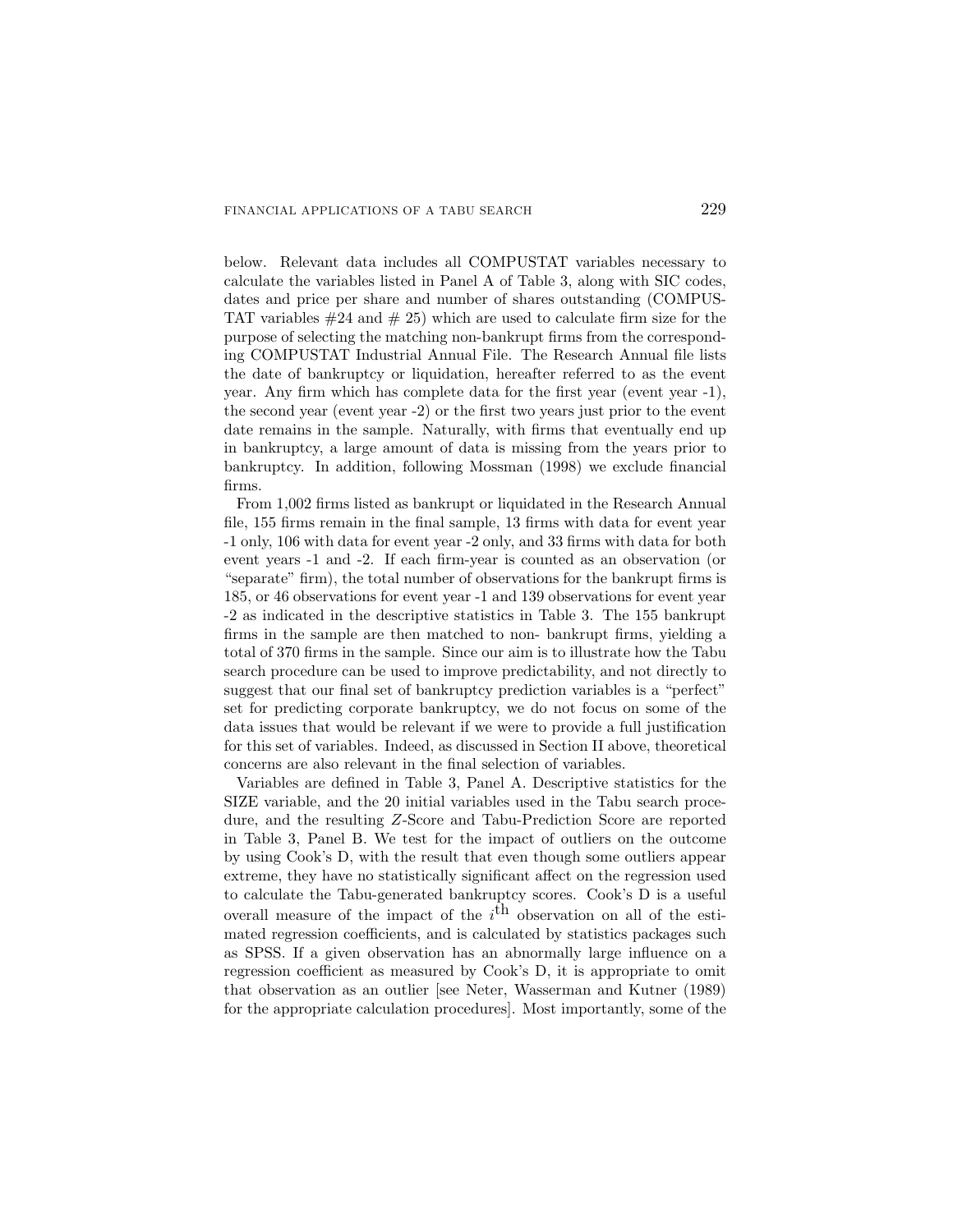below. Relevant data includes all COMPUSTAT variables necessary to calculate the variables listed in Panel A of Table 3, along with SIC codes, dates and price per share and number of shares outstanding (COMPUSTAT variables #24 and # 25) which are used to calculate firm size for the purpose of selecting the matching non-bankrupt firms from the corresponding COMPUSTAT Industrial Annual File. The Research Annual file lists the date of bankruptcy or liquidation, hereafter referred to as the event year. Any firm which has complete data for the first year (event year -1), the second year (event year -2) or the first two years just prior to the event date remains in the sample. Naturally, with firms that eventually end up in bankruptcy, a large amount of data is missing from the years prior to bankruptcy. In addition, following Mossman (1998) we exclude financial firms.

From 1,002 firms listed as bankrupt or liquidated in the Research Annual file, 155 firms remain in the final sample, 13 firms with data for event year -1 only, 106 with data for event year -2 only, and 33 firms with data for both event years -1 and -2. If each firm-year is counted as an observation (or "separate" firm), the total number of observations for the bankrupt firms is 185, or 46 observations for event year -1 and 139 observations for event year -2 as indicated in the descriptive statistics in Table 3. The 155 bankrupt firms in the sample are then matched to non- bankrupt firms, yielding a total of 370 firms in the sample. Since our aim is to illustrate how the Tabu search procedure can be used to improve predictability, and not directly to suggest that our final set of bankruptcy prediction variables is a "perfect" set for predicting corporate bankruptcy, we do not focus on some of the data issues that would be relevant if we were to provide a full justification for this set of variables. Indeed, as discussed in Section II above, theoretical concerns are also relevant in the final selection of variables.

Variables are defined in Table 3, Panel A. Descriptive statistics for the SIZE variable, and the 20 initial variables used in the Tabu search procedure, and the resulting $Z$-Score and Tabu-Prediction Score are reported in Table 3, Panel B. We test for the impact of outliers on the outcome by using Cook's D, with the result that even though some outliers appear extreme, they have no statistically significant affect on the regression used to calculate the Tabu-generated bankruptcy scores. Cook's D is a useful overall measure of the impact of the $i^{\text{th}}$ observation on all of the estimated regression coefficients, and is calculated by statistics packages such as SPSS. If a given observation has an abnormally large influence on a regression coefficient as measured by Cook's D, it is appropriate to omit that observation as an outlier [see Neter, Wasserman and Kutner (1989) for the appropriate calculation procedures]. Most importantly, some of the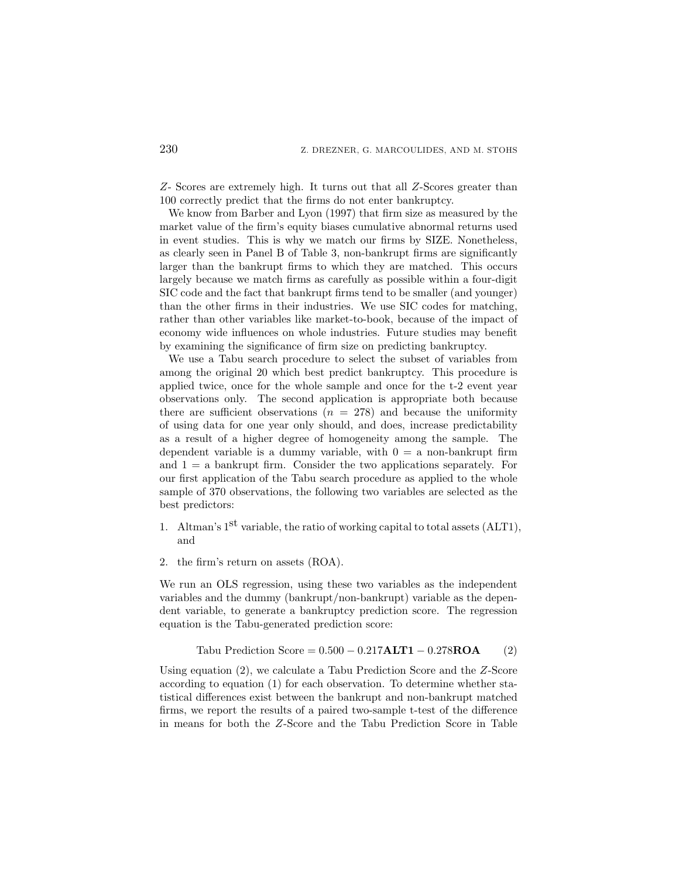$Z$- Scores are extremely high. It turns out that all $Z$-Scores greater than 100 correctly predict that the firms do not enter bankruptcy.

We know from Barber and Lyon (1997) that firm size as measured by the market value of the firm's equity biases cumulative abnormal returns used in event studies. This is why we match our firms by SIZE. Nonetheless, as clearly seen in Panel B of Table 3, non-bankrupt firms are significantly larger than the bankrupt firms to which they are matched. This occurs largely because we match firms as carefully as possible within a four-digit SIC code and the fact that bankrupt firms tend to be smaller (and younger) than the other firms in their industries. We use SIC codes for matching, rather than other variables like market-to-book, because of the impact of economy wide influences on whole industries. Future studies may benefit by examining the significance of firm size on predicting bankruptcy.

We use a Tabu search procedure to select the subset of variables from among the original 20 which best predict bankruptcy. This procedure is applied twice, once for the whole sample and once for the t-2 event year observations only. The second application is appropriate both because there are sufficient observations ($n = 278$) and because the uniformity of using data for one year only should, and does, increase predictability as a result of a higher degree of homogeneity among the sample. The dependent variable is a dummy variable, with 0 = a non-bankrupt firm and 1 = a bankrupt firm. Consider the two applications separately. For our first application of the Tabu search procedure as applied to the whole sample of 370 observations, the following two variables are selected as the best predictors:

1. Altman's 1[st] variable, the ratio of working capital to total assets (ALT1), and
2. the firm's return on assets (ROA).

We run an OLS regression, using these two variables as the independent variables and the dummy (bankrupt/non-bankrupt) variable as the dependent variable, to generate a bankruptcy prediction score. The regression equation is the Tabu-generated prediction score:

$$\text{Tabu Prediction Score} = 0.500 - 0.217\mathbf{ALT1} - 0.278\mathbf{ROA} \qquad (2)$$

Using equation (2), we calculate a Tabu Prediction Score and the $Z$-Score according to equation (1) for each observation. To determine whether statistical differences exist between the bankrupt and non-bankrupt matched firms, we report the results of a paired two-sample t-test of the difference in means for both the $Z$-Score and the Tabu Prediction Score in Table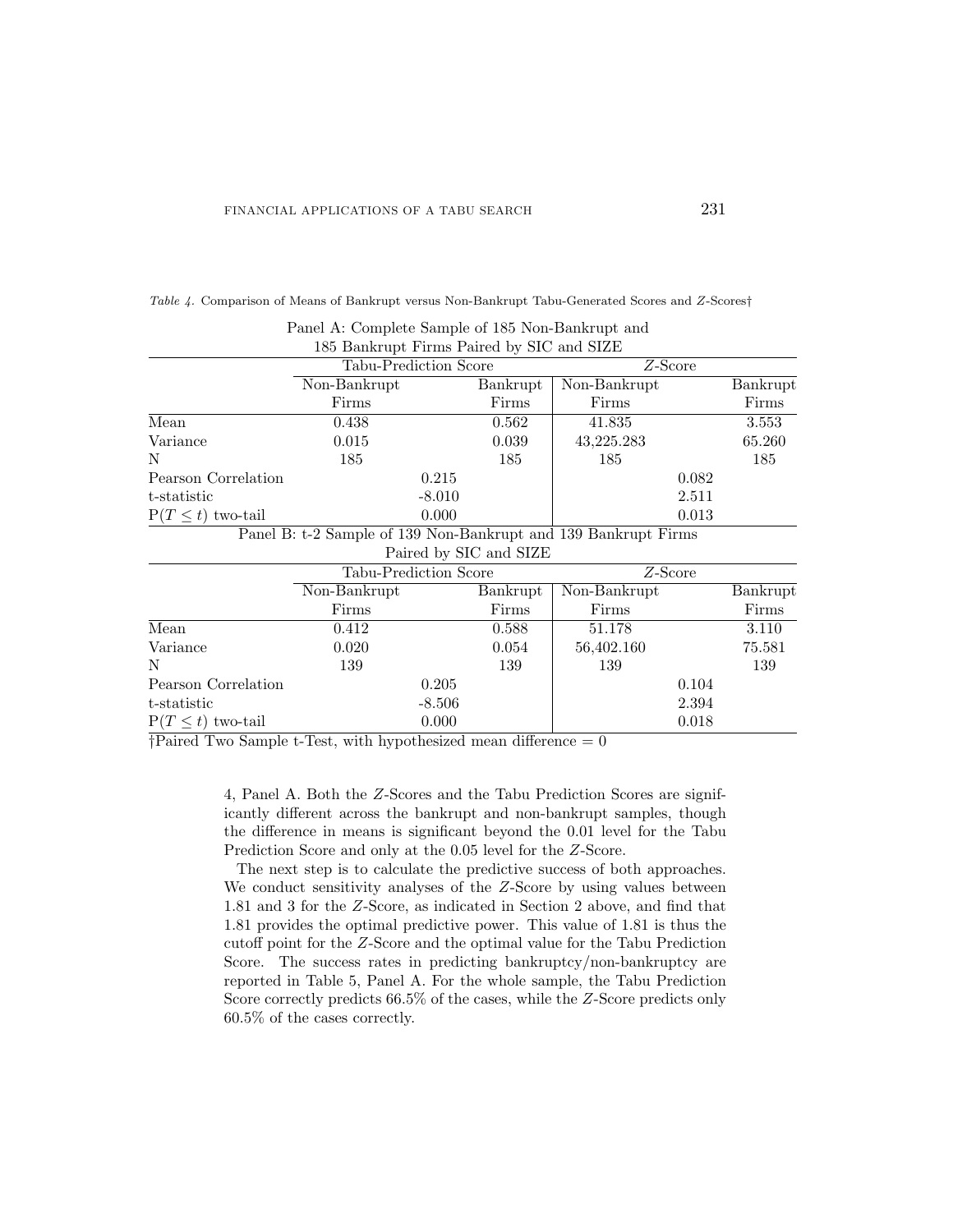*Table 4.* Comparison of Means of Bankrupt versus Non-Bankrupt Tabu-Generated Scores and *Z*-Scores†

| Panel A: Complete Sample of 185 Non-Bankrupt and 185 Bankrupt Firms Paired by SIC and SIZE | | | | |
|---|---|---|---|---|
| | Tabu-Prediction Score | | *Z*-Score | |
| | Non-Bankrupt Firms | Bankrupt Firms | Non-Bankrupt Firms | Bankrupt Firms |
| Mean | 0.438 | 0.562 | 41.835 | 3.553 |
| Variance | 0.015 | 0.039 | 43,225.283 | 65.260 |
| N | 185 | 185 | 185 | 185 |
| Pearson Correlation | 0.215 | | 0.082 | |
| t-statistic | -8.010 | | 2.511 | |
| $P(T \leq t)$ two-tail | 0.000 | | 0.013 | |

| Panel B: t-2 Sample of 139 Non-Bankrupt and 139 Bankrupt Firms Paired by SIC and SIZE | | | | |
|---|---|---|---|---|
| | Tabu-Prediction Score | | *Z*-Score | |
| | Non-Bankrupt Firms | Bankrupt Firms | Non-Bankrupt Firms | Bankrupt Firms |
| Mean | 0.412 | 0.588 | 51.178 | 3.110 |
| Variance | 0.020 | 0.054 | 56,402.160 | 75.581 |
| N | 139 | 139 | 139 | 139 |
| Pearson Correlation | 0.205 | | 0.104 | |
| t-statistic | -8.506 | | 2.394 | |
| $P(T \leq t)$ two-tail | 0.000 | | 0.018 | |

†Paired Two Sample t-Test, with hypothesized mean difference = 0

4, Panel A. Both the *Z*-Scores and the Tabu Prediction Scores are significantly different across the bankrupt and non-bankrupt samples, though the difference in means is significant beyond the 0.01 level for the Tabu Prediction Score and only at the 0.05 level for the *Z*-Score.

The next step is to calculate the predictive success of both approaches. We conduct sensitivity analyses of the *Z*-Score by using values between 1.81 and 3 for the *Z*-Score, as indicated in Section 2 above, and find that 1.81 provides the optimal predictive power. This value of 1.81 is thus the cutoff point for the *Z*-Score and the optimal value for the Tabu Prediction Score. The success rates in predicting bankruptcy/non-bankruptcy are reported in Table 5, Panel A. For the whole sample, the Tabu Prediction Score correctly predicts 66.5% of the cases, while the *Z*-Score predicts only 60.5% of the cases correctly.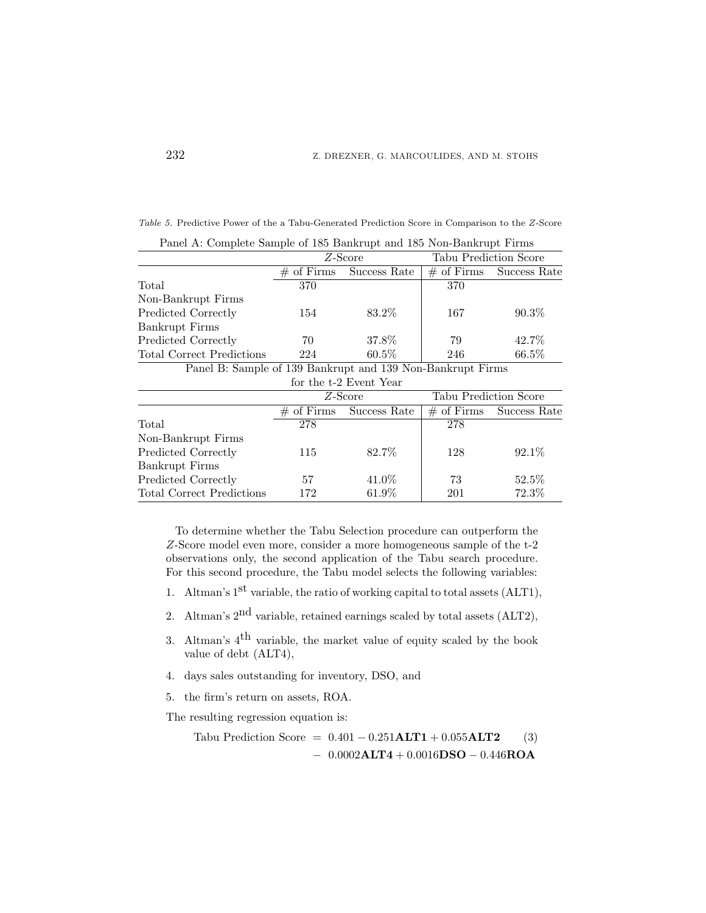*Table 5.* Predictive Power of the a Tabu-Generated Prediction Score in Comparison to the *Z*-Score

Panel A: Complete Sample of 185 Bankrupt and 185 Non-Bankrupt Firms

| | *Z*-Score | | Tabu Prediction Score | |
|---|---|---|---|---|
| | # of Firms | Success Rate | # of Firms | Success Rate |
| Total | 370 | | 370 | |
| Non-Bankrupt Firms | | | | |
| Predicted Correctly | 154 | 83.2% | 167 | 90.3% |
| Bankrupt Firms | | | | |
| Predicted Correctly | 70 | 37.8% | 79 | 42.7% |
| Total Correct Predictions | 224 | 60.5% | 246 | 66.5% |

Panel B: Sample of 139 Bankrupt and 139 Non-Bankrupt Firms for the t-2 Event Year

| | *Z*-Score | | Tabu Prediction Score | |
|---|---|---|---|---|
| | # of Firms | Success Rate | # of Firms | Success Rate |
| Total | 278 | | 278 | |
| Non-Bankrupt Firms | | | | |
| Predicted Correctly | 115 | 82.7% | 128 | 92.1% |
| Bankrupt Firms | | | | |
| Predicted Correctly | 57 | 41.0% | 73 | 52.5% |
| Total Correct Predictions | 172 | 61.9% | 201 | 72.3% |

To determine whether the Tabu Selection procedure can outperform the *Z*-Score model even more, consider a more homogeneous sample of the t-2 observations only, the second application of the Tabu search procedure. For this second procedure, the Tabu model selects the following variables:

1. Altman's $1^{st}$ variable, the ratio of working capital to total assets (ALT1),
2. Altman's $2^{nd}$ variable, retained earnings scaled by total assets (ALT2),
3. Altman's $4^{th}$ variable, the market value of equity scaled by the book value of debt (ALT4),
4. days sales outstanding for inventory, DSO, and
5. the firm's return on assets, ROA.

The resulting regression equation is:

$$\begin{aligned}\text{Tabu Prediction Score} \;=\; & 0.401 - 0.251\mathbf{ALT1} + 0.055\mathbf{ALT2} \\ & - \; 0.0002\mathbf{ALT4} + 0.0016\mathbf{DSO} - 0.446\mathbf{ROA}\end{aligned} \quad (3)$$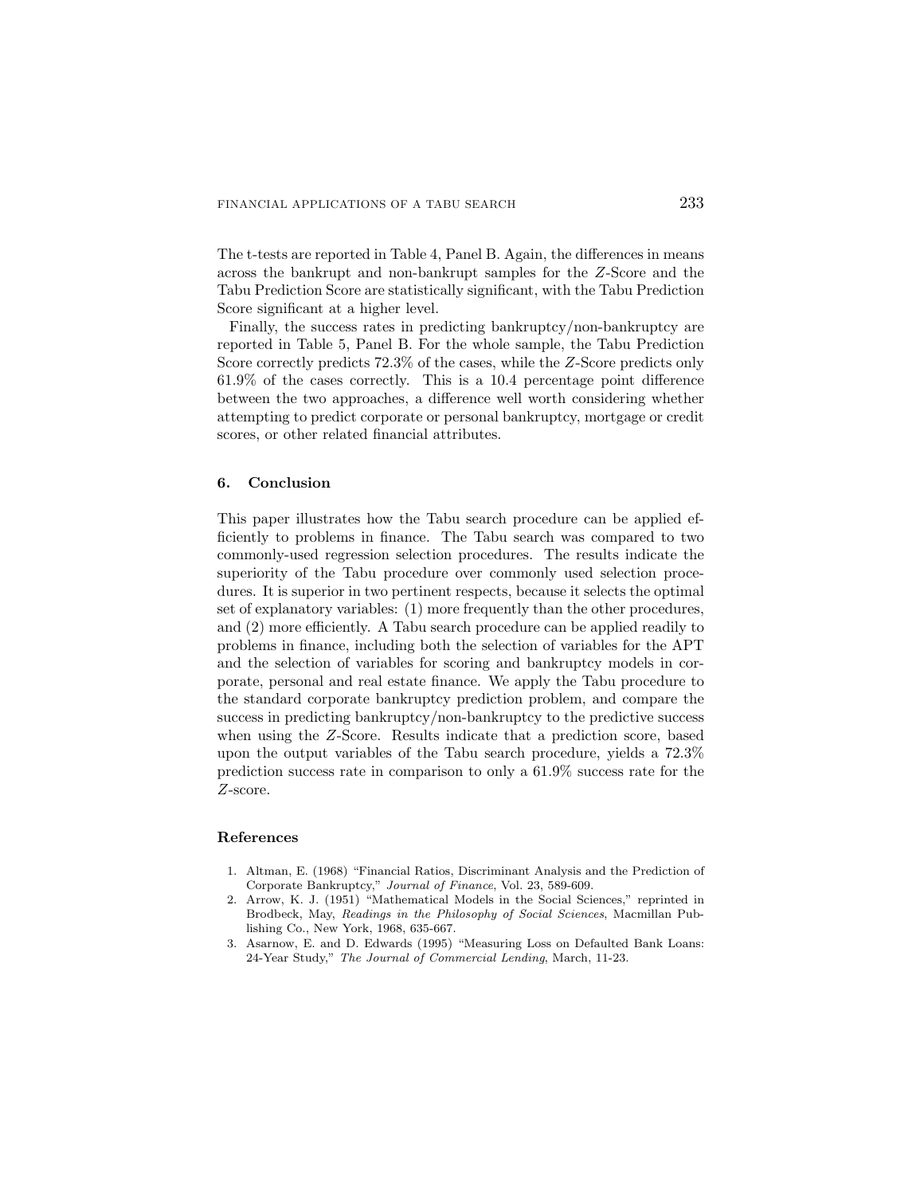The t-tests are reported in Table 4, Panel B. Again, the differences in means across the bankrupt and non-bankrupt samples for the $Z$-Score and the Tabu Prediction Score are statistically significant, with the Tabu Prediction Score significant at a higher level.

Finally, the success rates in predicting bankruptcy/non-bankruptcy are reported in Table 5, Panel B. For the whole sample, the Tabu Prediction Score correctly predicts 72.3% of the cases, while the $Z$-Score predicts only 61.9% of the cases correctly. This is a 10.4 percentage point difference between the two approaches, a difference well worth considering whether attempting to predict corporate or personal bankruptcy, mortgage or credit scores, or other related financial attributes.

## 6. Conclusion

This paper illustrates how the Tabu search procedure can be applied efficiently to problems in finance. The Tabu search was compared to two commonly-used regression selection procedures. The results indicate the superiority of the Tabu procedure over commonly used selection procedures. It is superior in two pertinent respects, because it selects the optimal set of explanatory variables: (1) more frequently than the other procedures, and (2) more efficiently. A Tabu search procedure can be applied readily to problems in finance, including both the selection of variables for the APT and the selection of variables for scoring and bankruptcy models in corporate, personal and real estate finance. We apply the Tabu procedure to the standard corporate bankruptcy prediction problem, and compare the success in predicting bankruptcy/non-bankruptcy to the predictive success when using the $Z$-Score. Results indicate that a prediction score, based upon the output variables of the Tabu search procedure, yields a 72.3% prediction success rate in comparison to only a 61.9% success rate for the $Z$-score.

## References

1. Altman, E. (1968) "Financial Ratios, Discriminant Analysis and the Prediction of Corporate Bankruptcy," *Journal of Finance*, Vol. 23, 589-609.
2. Arrow, K. J. (1951) "Mathematical Models in the Social Sciences," reprinted in Brodbeck, May, *Readings in the Philosophy of Social Sciences*, Macmillan Publishing Co., New York, 1968, 635-667.
3. Asarnow, E. and D. Edwards (1995) "Measuring Loss on Defaulted Bank Loans: 24-Year Study," *The Journal of Commercial Lending*, March, 11-23.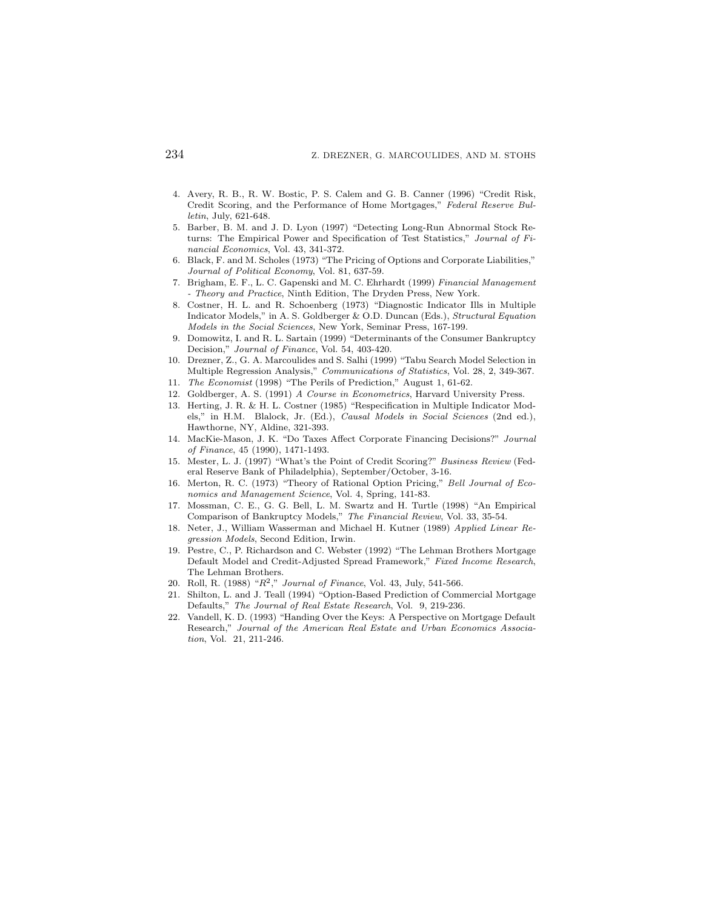4. Avery, R. B., R. W. Bostic, P. S. Calem and G. B. Canner (1996) "Credit Risk, Credit Scoring, and the Performance of Home Mortgages," *Federal Reserve Bulletin*, July, 621-648.
5. Barber, B. M. and J. D. Lyon (1997) "Detecting Long-Run Abnormal Stock Returns: The Empirical Power and Specification of Test Statistics," *Journal of Financial Economics*, Vol. 43, 341-372.
6. Black, F. and M. Scholes (1973) "The Pricing of Options and Corporate Liabilities," *Journal of Political Economy*, Vol. 81, 637-59.
7. Brigham, E. F., L. C. Gapenski and M. C. Ehrhardt (1999) *Financial Management - Theory and Practice*, Ninth Edition, The Dryden Press, New York.
8. Costner, H. L. and R. Schoenberg (1973) "Diagnostic Indicator Ills in Multiple Indicator Models," in A. S. Goldberger & O.D. Duncan (Eds.), *Structural Equation Models in the Social Sciences*, New York, Seminar Press, 167-199.
9. Domowitz, I. and R. L. Sartain (1999) "Determinants of the Consumer Bankruptcy Decision," *Journal of Finance*, Vol. 54, 403-420.
10. Drezner, Z., G. A. Marcoulides and S. Salhi (1999) "Tabu Search Model Selection in Multiple Regression Analysis," *Communications of Statistics*, Vol. 28, 2, 349-367.
11. *The Economist* (1998) "The Perils of Prediction," August 1, 61-62.
12. Goldberger, A. S. (1991) *A Course in Econometrics*, Harvard University Press.
13. Herting, J. R. & H. L. Costner (1985) "Respecification in Multiple Indicator Models," in H.M. Blalock, Jr. (Ed.), *Causal Models in Social Sciences* (2nd ed.), Hawthorne, NY, Aldine, 321-393.
14. MacKie-Mason, J. K. "Do Taxes Affect Corporate Financing Decisions?" *Journal of Finance*, 45 (1990), 1471-1493.
15. Mester, L. J. (1997) "What's the Point of Credit Scoring?" *Business Review* (Federal Reserve Bank of Philadelphia), September/October, 3-16.
16. Merton, R. C. (1973) "Theory of Rational Option Pricing," *Bell Journal of Economics and Management Science*, Vol. 4, Spring, 141-83.
17. Mossman, C. E., G. G. Bell, L. M. Swartz and H. Turtle (1998) "An Empirical Comparison of Bankruptcy Models," *The Financial Review*, Vol. 33, 35-54.
18. Neter, J., William Wasserman and Michael H. Kutner (1989) *Applied Linear Regression Models*, Second Edition, Irwin.
19. Pestre, C., P. Richardson and C. Webster (1992) "The Lehman Brothers Mortgage Default Model and Credit-Adjusted Spread Framework," *Fixed Income Research*, The Lehman Brothers.
20. Roll, R. (1988) "$R^2$," *Journal of Finance*, Vol. 43, July, 541-566.
21. Shilton, L. and J. Teall (1994) "Option-Based Prediction of Commercial Mortgage Defaults," *The Journal of Real Estate Research*, Vol. 9, 219-236.
22. Vandell, K. D. (1993) "Handing Over the Keys: A Perspective on Mortgage Default Research," *Journal of the American Real Estate and Urban Economics Association*, Vol. 21, 211-246.